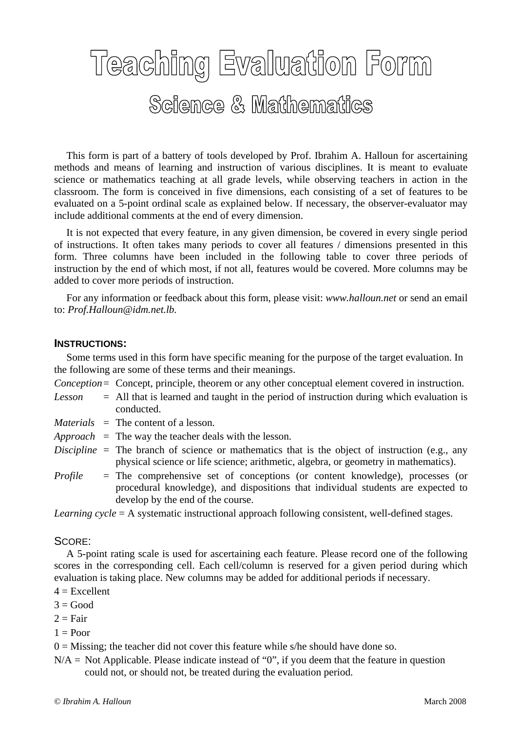# Teaching Evaluation Form

## Science & Mathematics

This form is part of a battery of tools developed by Prof. Ibrahim A. Halloun for ascertaining methods and means of learning and instruction of various disciplines. It is meant to evaluate science or mathematics teaching at all grade levels, while observing teachers in action in the classroom. The form is conceived in five dimensions, each consisting of a set of features to be evaluated on a 5-point ordinal scale as explained below. If necessary, the observer-evaluator may include additional comments at the end of every dimension.

It is not expected that every feature, in any given dimension, be covered in every single period of instructions. It often takes many periods to cover all features / dimensions presented in this form. Three columns have been included in the following table to cover three periods of instruction by the end of which most, if not all, features would be covered. More columns may be added to cover more periods of instruction.

For any information or feedback about this form, please visit: *www.halloun.net* or send an email to: *Prof.Halloun@idm.net.lb.*

### INSTRUCTIONS:

Some terms used in this form have specific meaning for the purpose of the target evaluation. In the following are some of these terms and their meanings.

*Conception* = Concept, principle, theorem or any other conceptual element covered in instruction.

*Lesson* = All that is learned and taught in the period of instruction during which evaluation is conducted.

*Materials* = The content of a lesson.

*Approach* = The way the teacher deals with the lesson.

*Discipline* = The branch of science or mathematics that is the object of instruction (e.g., any physical science or life science; arithmetic, algebra, or geometry in mathematics).

*Profile* = The comprehensive set of conceptions (or content knowledge), processes (or procedural knowledge), and dispositions that individual students are expected to develop by the end of the course.

*Learning cycle* = A systematic instructional approach following consistent, well-defined stages.

### SCORE:

A 5-point rating scale is used for ascertaining each feature. Please record one of the following scores in the corresponding cell. Each cell/column is reserved for a given period during which evaluation is taking place. New columns may be added for additional periods if necessary.

4 = Excellent

3 = Good

2 = Fair

1 = Poor

0 = Missing; the teacher did not cover this feature while s/he should have done so.

N/A = Not Applicable. Please indicate instead of "0", if you deem that the feature in question could not, or should not, be treated during the evaluation period.

© *Ibrahim A. Halloun* March 2008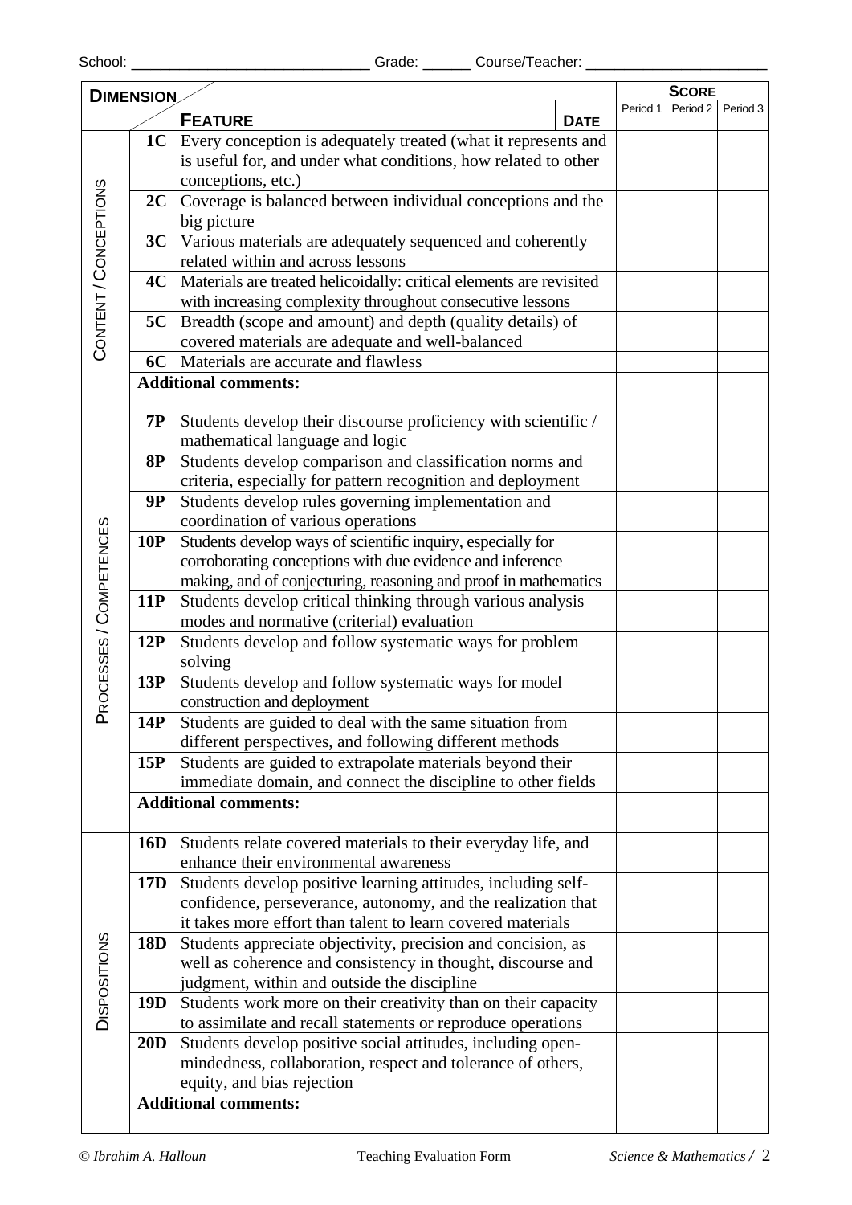School: ____________________________ Grade: ______ Course/Teacher: _____________________

| DIMENSION | | FEATURE | DATE | SCORE | | |
|---|---|---|---|---|---|---|
| | | | | Period 1 | Period 2 | Period 3 |
| CONTENT / CONCEPTIONS | **1C** | Every conception is adequately treated (what it represents and is useful for, and under what conditions, how related to other conceptions, etc.) | | | | |
| | **2C** | Coverage is balanced between individual conceptions and the big picture | | | | |
| | **3C** | Various materials are adequately sequenced and coherently related within and across lessons | | | | |
| | **4C** | Materials are treated helicoidally: critical elements are revisited with increasing complexity throughout consecutive lessons | | | | |
| | **5C** | Breadth (scope and amount) and depth (quality details) of covered materials are adequate and well-balanced | | | | |
| | **6C** | Materials are accurate and flawless | | | | |
| | **Additional comments:** | | | | | |
| PROCESSES / COMPETENCES | **7P** | Students develop their discourse proficiency with scientific / mathematical language and logic | | | | |
| | **8P** | Students develop comparison and classification norms and criteria, especially for pattern recognition and deployment | | | | |
| | **9P** | Students develop rules governing implementation and coordination of various operations | | | | |
| | **10P** | Students develop ways of scientific inquiry, especially for corroborating conceptions with due evidence and inference making, and of conjecturing, reasoning and proof in mathematics | | | | |
| | **11P** | Students develop critical thinking through various analysis modes and normative (criterial) evaluation | | | | |
| | **12P** | Students develop and follow systematic ways for problem solving | | | | |
| | **13P** | Students develop and follow systematic ways for model construction and deployment | | | | |
| | **14P** | Students are guided to deal with the same situation from different perspectives, and following different methods | | | | |
| | **15P** | Students are guided to extrapolate materials beyond their immediate domain, and connect the discipline to other fields | | | | |
| | **Additional comments:** | | | | | |
| DISPOSITIONS | **16D** | Students relate covered materials to their everyday life, and enhance their environmental awareness | | | | |
| | **17D** | Students develop positive learning attitudes, including self-confidence, perseverance, autonomy, and the realization that it takes more effort than talent to learn covered materials | | | | |
| | **18D** | Students appreciate objectivity, precision and concision, as well as coherence and consistency in thought, discourse and judgment, within and outside the discipline | | | | |
| | **19D** | Students work more on their creativity than on their capacity to assimilate and recall statements or reproduce operations | | | | |
| | **20D** | Students develop positive social attitudes, including open-mindedness, collaboration, respect and tolerance of others, equity, and bias rejection | | | | |
| | **Additional comments:** | | | | | |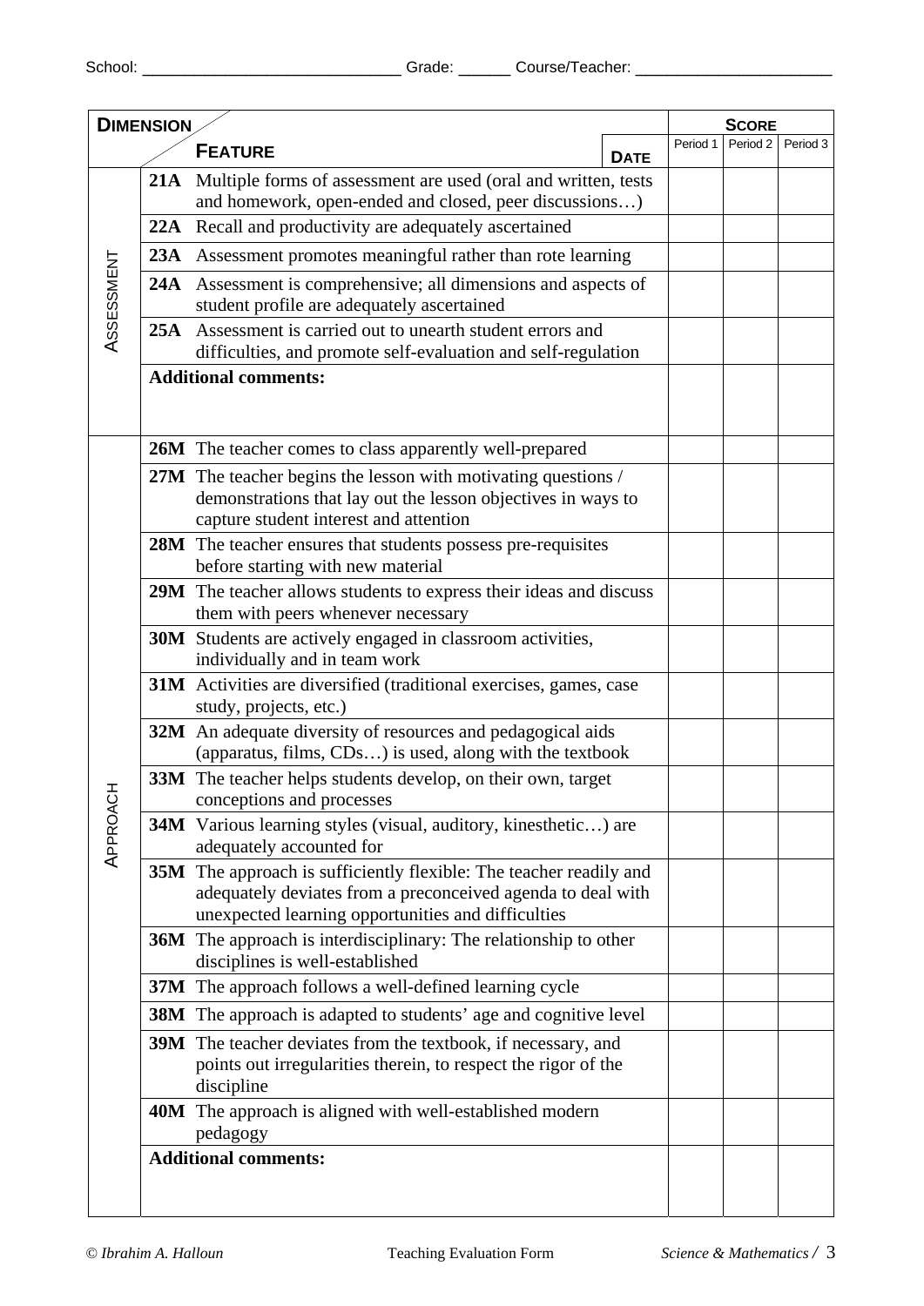School: ____________________________ Grade: ______ Course/Teacher: _____________________

| DIMENSION | | FEATURE | DATE | SCORE | | |
|---|---|---|---|---|---|---|
| | | | | Period 1 | Period 2 | Period 3 |
| ASSESSMENT | **21A** | Multiple forms of assessment are used (oral and written, tests and homework, open-ended and closed, peer discussions…) | | | | |
| | **22A** | Recall and productivity are adequately ascertained | | | | |
| | **23A** | Assessment promotes meaningful rather than rote learning | | | | |
| | **24A** | Assessment is comprehensive; all dimensions and aspects of student profile are adequately ascertained | | | | |
| | **25A** | Assessment is carried out to unearth student errors and difficulties, and promote self-evaluation and self-regulation | | | | |
| | **Additional comments:** | | | | | |
| APPROACH | **26M** | The teacher comes to class apparently well-prepared | | | | |
| | **27M** | The teacher begins the lesson with motivating questions / demonstrations that lay out the lesson objectives in ways to capture student interest and attention | | | | |
| | **28M** | The teacher ensures that students possess pre-requisites before starting with new material | | | | |
| | **29M** | The teacher allows students to express their ideas and discuss them with peers whenever necessary | | | | |
| | **30M** | Students are actively engaged in classroom activities, individually and in team work | | | | |
| | **31M** | Activities are diversified (traditional exercises, games, case study, projects, etc.) | | | | |
| | **32M** | An adequate diversity of resources and pedagogical aids (apparatus, films, CDs…) is used, along with the textbook | | | | |
| | **33M** | The teacher helps students develop, on their own, target conceptions and processes | | | | |
| | **34M** | Various learning styles (visual, auditory, kinesthetic…) are adequately accounted for | | | | |
| | **35M** | The approach is sufficiently flexible: The teacher readily and adequately deviates from a preconceived agenda to deal with unexpected learning opportunities and difficulties | | | | |
| | **36M** | The approach is interdisciplinary: The relationship to other disciplines is well-established | | | | |
| | **37M** | The approach follows a well-defined learning cycle | | | | |
| | **38M** | The approach is adapted to students' age and cognitive level | | | | |
| | **39M** | The teacher deviates from the textbook, if necessary, and points out irregularities therein, to respect the rigor of the discipline | | | | |
| | **40M** | The approach is aligned with well-established modern pedagogy | | | | |
| | **Additional comments:** | | | | | |

*© Ibrahim A. Halloun* Teaching Evaluation Form *Science & Mathematics*